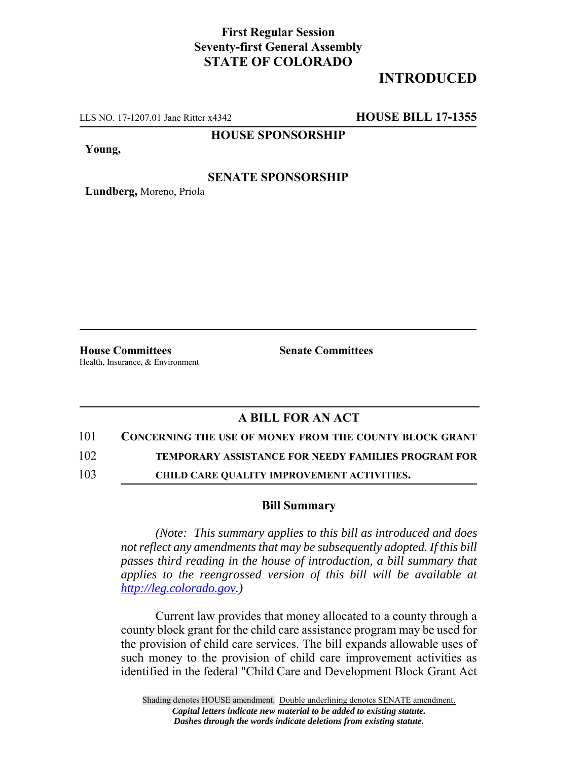**First Regular Session**
**Seventy-first General Assembly**
**STATE OF COLORADO**

**INTRODUCED**

LLS NO. 17-1207.01 Jane Ritter x4342 **HOUSE BILL 17-1355**

**HOUSE SPONSORSHIP**

**Young,**

**SENATE SPONSORSHIP**

**Lundberg,** Moreno, Priola

**House Committees**
Health, Insurance, & Environment

**Senate Committees**

## A BILL FOR AN ACT

101 **CONCERNING THE USE OF MONEY FROM THE COUNTY BLOCK GRANT**
102 **TEMPORARY ASSISTANCE FOR NEEDY FAMILIES PROGRAM FOR**
103 **CHILD CARE QUALITY IMPROVEMENT ACTIVITIES.**

### Bill Summary

*(Note: This summary applies to this bill as introduced and does not reflect any amendments that may be subsequently adopted. If this bill passes third reading in the house of introduction, a bill summary that applies to the reengrossed version of this bill will be available at http://leg.colorado.gov.)*

Current law provides that money allocated to a county through a county block grant for the child care assistance program may be used for the provision of child care services. The bill expands allowable uses of such money to the provision of child care improvement activities as identified in the federal "Child Care and Development Block Grant Act

Shading denotes HOUSE amendment. Double underlining denotes SENATE amendment.
*Capital letters indicate new material to be added to existing statute.*
*Dashes through the words indicate deletions from existing statute.*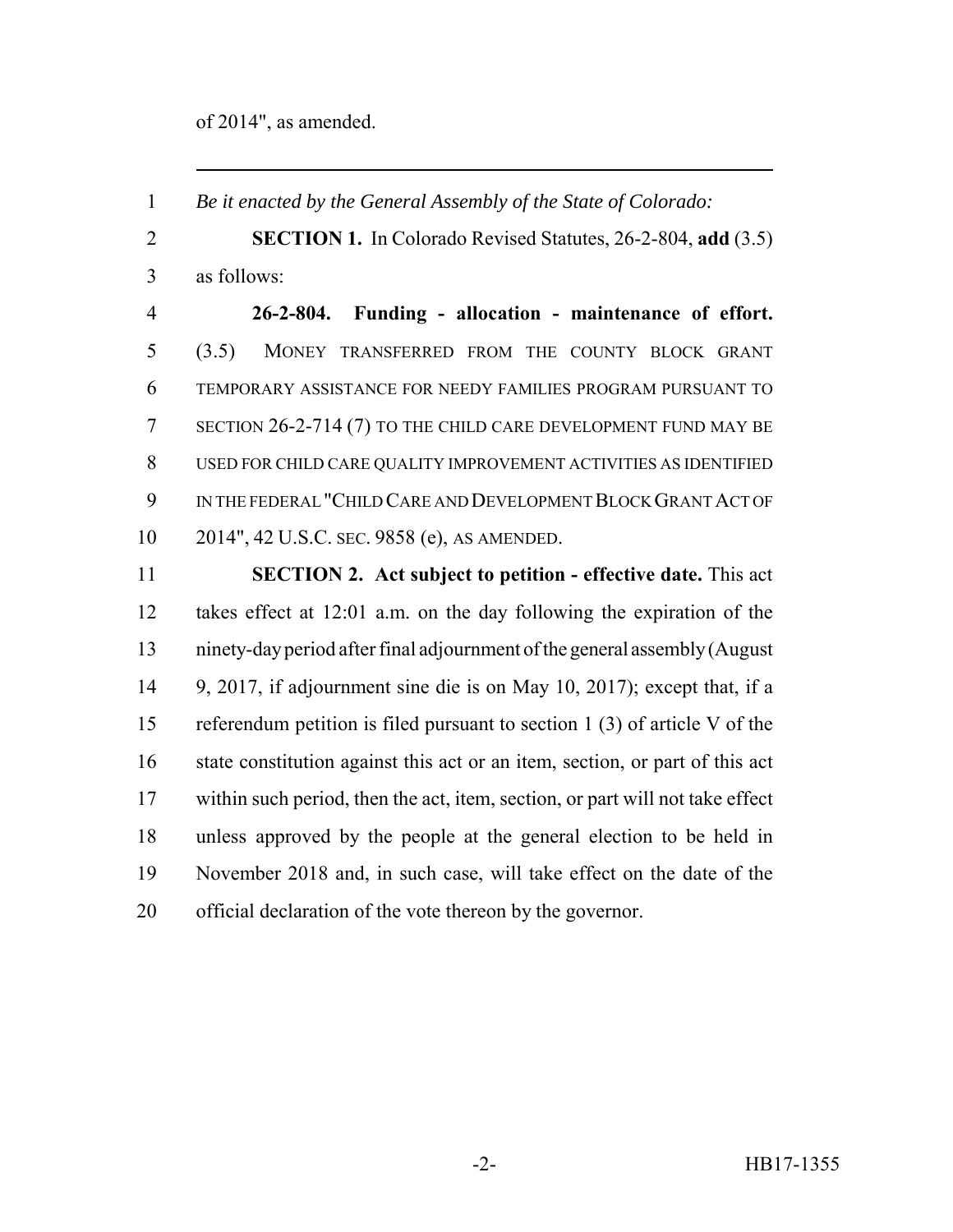of 2014", as amended.

---

*Be it enacted by the General Assembly of the State of Colorado:*

**SECTION 1.** In Colorado Revised Statutes, 26-2-804, **add** (3.5) as follows:

**26-2-804. Funding - allocation - maintenance of effort.** (3.5) MONEY TRANSFERRED FROM THE COUNTY BLOCK GRANT TEMPORARY ASSISTANCE FOR NEEDY FAMILIES PROGRAM PURSUANT TO SECTION 26-2-714 (7) TO THE CHILD CARE DEVELOPMENT FUND MAY BE USED FOR CHILD CARE QUALITY IMPROVEMENT ACTIVITIES AS IDENTIFIED IN THE FEDERAL "CHILD CARE AND DEVELOPMENT BLOCK GRANT ACT OF 2014", 42 U.S.C. SEC. 9858 (e), AS AMENDED.

**SECTION 2. Act subject to petition - effective date.** This act takes effect at 12:01 a.m. on the day following the expiration of the ninety-day period after final adjournment of the general assembly (August 9, 2017, if adjournment sine die is on May 10, 2017); except that, if a referendum petition is filed pursuant to section 1 (3) of article V of the state constitution against this act or an item, section, or part of this act within such period, then the act, item, section, or part will not take effect unless approved by the people at the general election to be held in November 2018 and, in such case, will take effect on the date of the official declaration of the vote thereon by the governor.